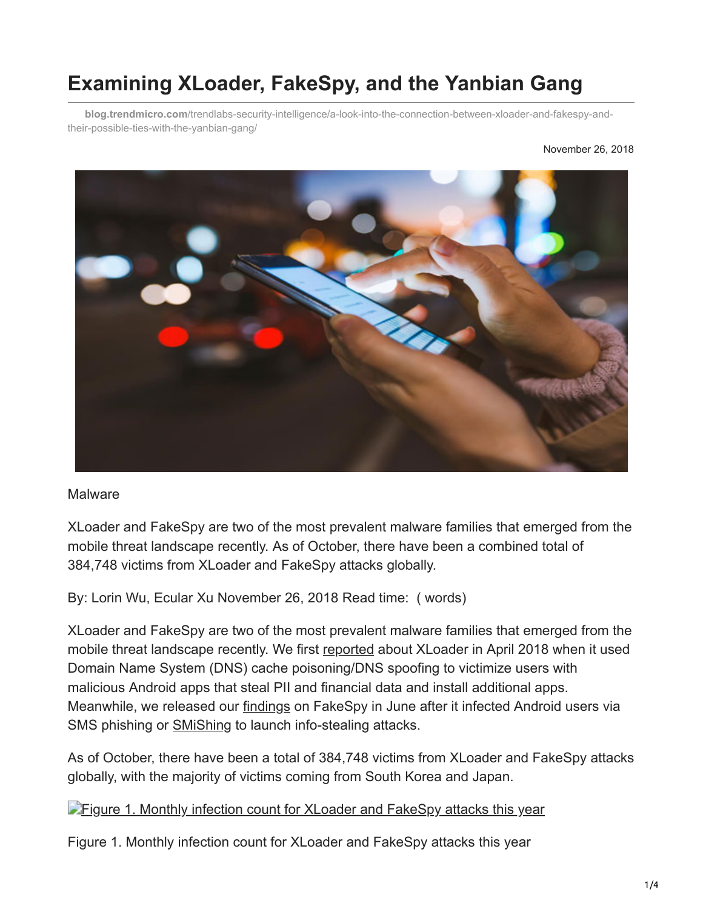# Examining XLoader, FakeSpy, and the Yanbian Gang

**blog.trendmicro.com**/trendlabs-security-intelligence/a-look-into-the-connection-between-xloader-and-fakespy-and-their-possible-ties-with-the-yanbian-gang/

November 26, 2018

Malware

XLoader and FakeSpy are two of the most prevalent malware families that emerged from the mobile threat landscape recently. As of October, there have been a combined total of 384,748 victims from XLoader and FakeSpy attacks globally.

By: Lorin Wu, Ecular Xu November 26, 2018 Read time: ( words)

XLoader and FakeSpy are two of the most prevalent malware families that emerged from the mobile threat landscape recently. We first reported about XLoader in April 2018 when it used Domain Name System (DNS) cache poisoning/DNS spoofing to victimize users with malicious Android apps that steal PII and financial data and install additional apps. Meanwhile, we released our findings on FakeSpy in June after it infected Android users via SMS phishing or SMiShing to launch info-stealing attacks.

As of October, there have been a total of 384,748 victims from XLoader and FakeSpy attacks globally, with the majority of victims coming from South Korea and Japan.

Figure 1. Monthly infection count for XLoader and FakeSpy attacks this year

Figure 1. Monthly infection count for XLoader and FakeSpy attacks this year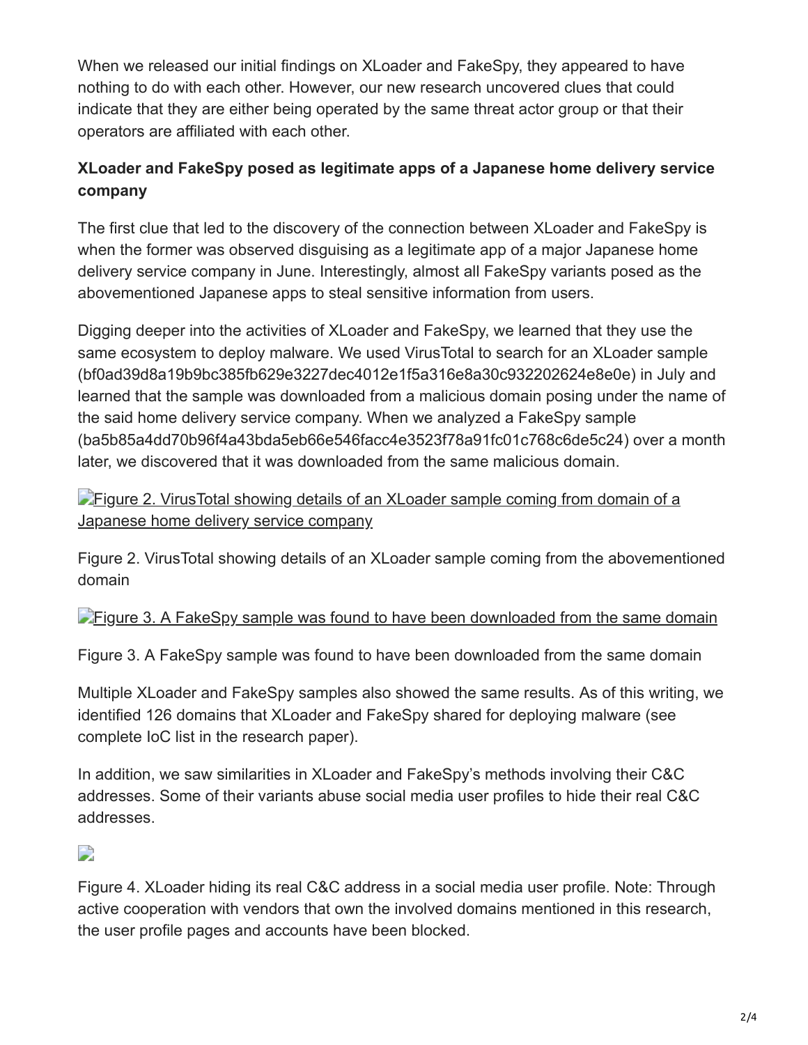When we released our initial findings on XLoader and FakeSpy, they appeared to have nothing to do with each other. However, our new research uncovered clues that could indicate that they are either being operated by the same threat actor group or that their operators are affiliated with each other.

**XLoader and FakeSpy posed as legitimate apps of a Japanese home delivery service company**

The first clue that led to the discovery of the connection between XLoader and FakeSpy is when the former was observed disguising as a legitimate app of a major Japanese home delivery service company in June. Interestingly, almost all FakeSpy variants posed as the abovementioned Japanese apps to steal sensitive information from users.

Digging deeper into the activities of XLoader and FakeSpy, we learned that they use the same ecosystem to deploy malware. We used VirusTotal to search for an XLoader sample (bf0ad39d8a19b9bc385fb629e3227dec4012e1f5a316e8a30c932202624e8e0e) in July and learned that the sample was downloaded from a malicious domain posing under the name of the said home delivery service company. When we analyzed a FakeSpy sample (ba5b85a4dd70b96f4a43bda5eb66e546facc4e3523f78a91fc01c768c6de5c24) over a month later, we discovered that it was downloaded from the same malicious domain.

Figure 2. VirusTotal showing details of an XLoader sample coming from domain of a Japanese home delivery service company

Figure 2. VirusTotal showing details of an XLoader sample coming from the abovementioned domain

Figure 3. A FakeSpy sample was found to have been downloaded from the same domain

Figure 3. A FakeSpy sample was found to have been downloaded from the same domain

Multiple XLoader and FakeSpy samples also showed the same results. As of this writing, we identified 126 domains that XLoader and FakeSpy shared for deploying malware (see complete IoC list in the research paper).

In addition, we saw similarities in XLoader and FakeSpy's methods involving their C&C addresses. Some of their variants abuse social media user profiles to hide their real C&C addresses.

Figure 4. XLoader hiding its real C&C address in a social media user profile. Note: Through active cooperation with vendors that own the involved domains mentioned in this research, the user profile pages and accounts have been blocked.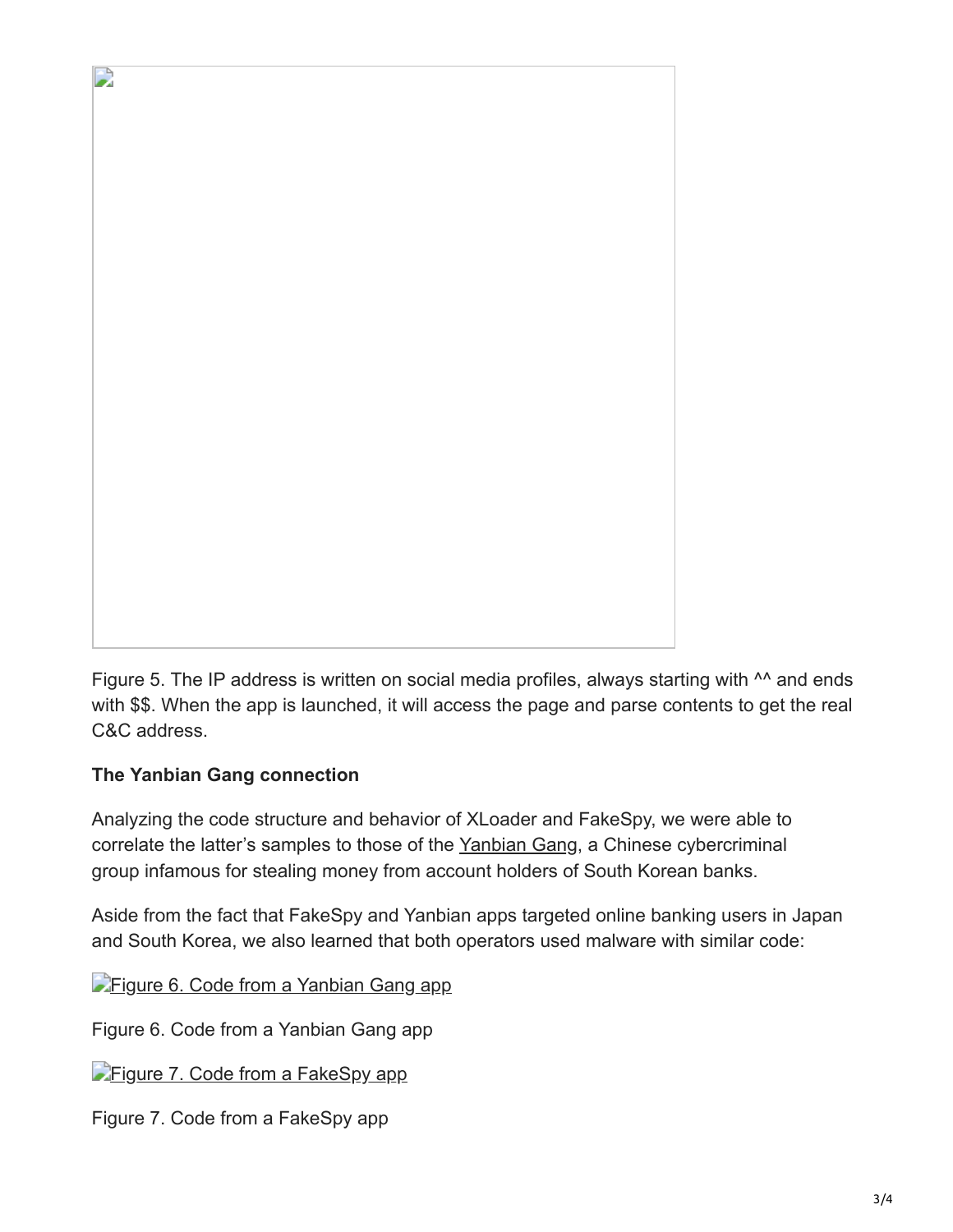Figure 5. The IP address is written on social media profiles, always starting with ^^ and ends with $$. When the app is launched, it will access the page and parse contents to get the real C&C address.

**The Yanbian Gang connection**

Analyzing the code structure and behavior of XLoader and FakeSpy, we were able to correlate the latter's samples to those of the Yanbian Gang, a Chinese cybercriminal group infamous for stealing money from account holders of South Korean banks.

Aside from the fact that FakeSpy and Yanbian apps targeted online banking users in Japan and South Korea, we also learned that both operators used malware with similar code:

Figure 6. Code from a Yanbian Gang app

Figure 6. Code from a Yanbian Gang app

Figure 7. Code from a FakeSpy app

Figure 7. Code from a FakeSpy app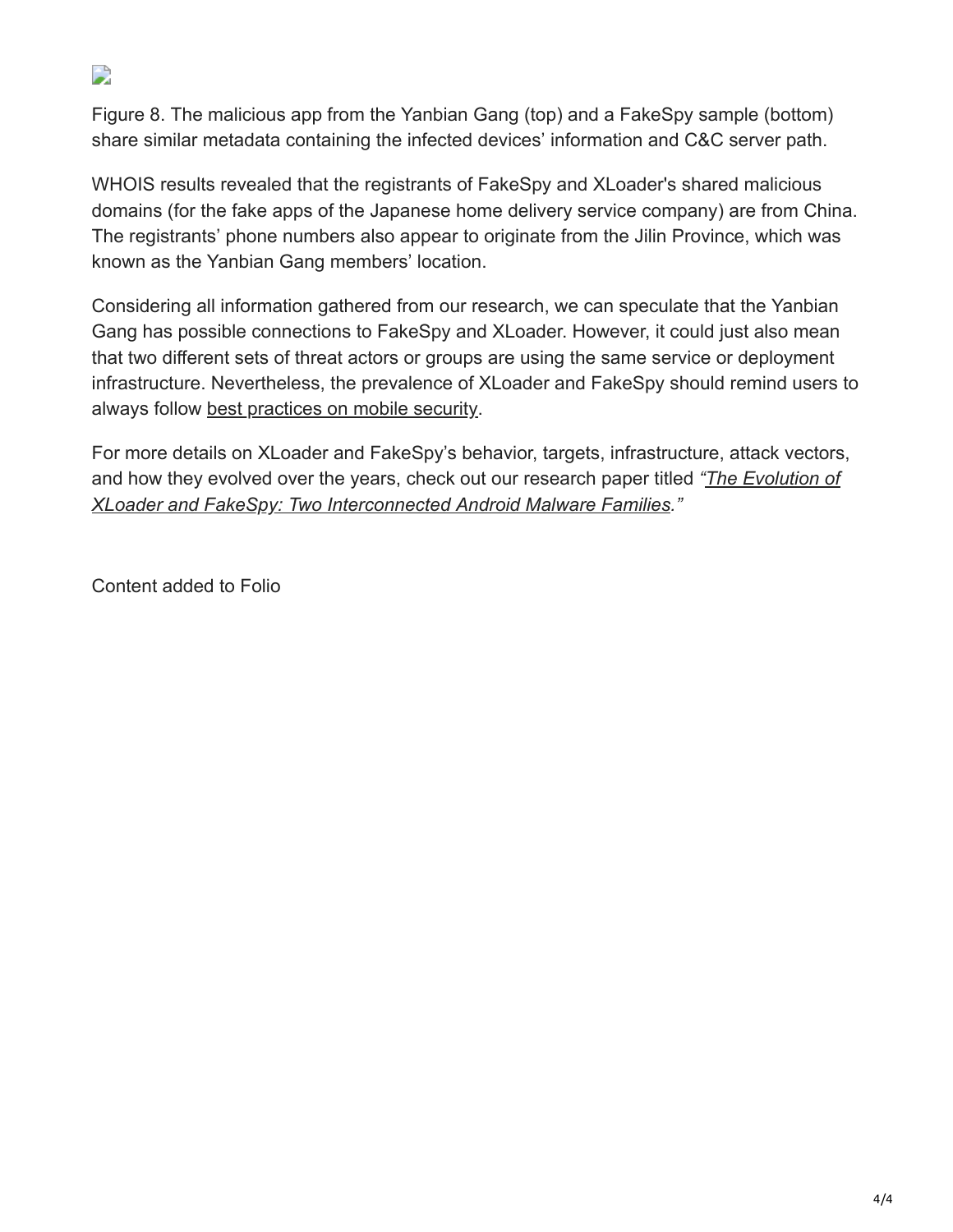Figure 8. The malicious app from the Yanbian Gang (top) and a FakeSpy sample (bottom) share similar metadata containing the infected devices' information and C&C server path.

WHOIS results revealed that the registrants of FakeSpy and XLoader's shared malicious domains (for the fake apps of the Japanese home delivery service company) are from China. The registrants' phone numbers also appear to originate from the Jilin Province, which was known as the Yanbian Gang members' location.

Considering all information gathered from our research, we can speculate that the Yanbian Gang has possible connections to FakeSpy and XLoader. However, it could just also mean that two different sets of threat actors or groups are using the same service or deployment infrastructure. Nevertheless, the prevalence of XLoader and FakeSpy should remind users to always follow best practices on mobile security.

For more details on XLoader and FakeSpy's behavior, targets, infrastructure, attack vectors, and how they evolved over the years, check out our research paper titled *"The Evolution of XLoader and FakeSpy: Two Interconnected Android Malware Families."*

Content added to Folio